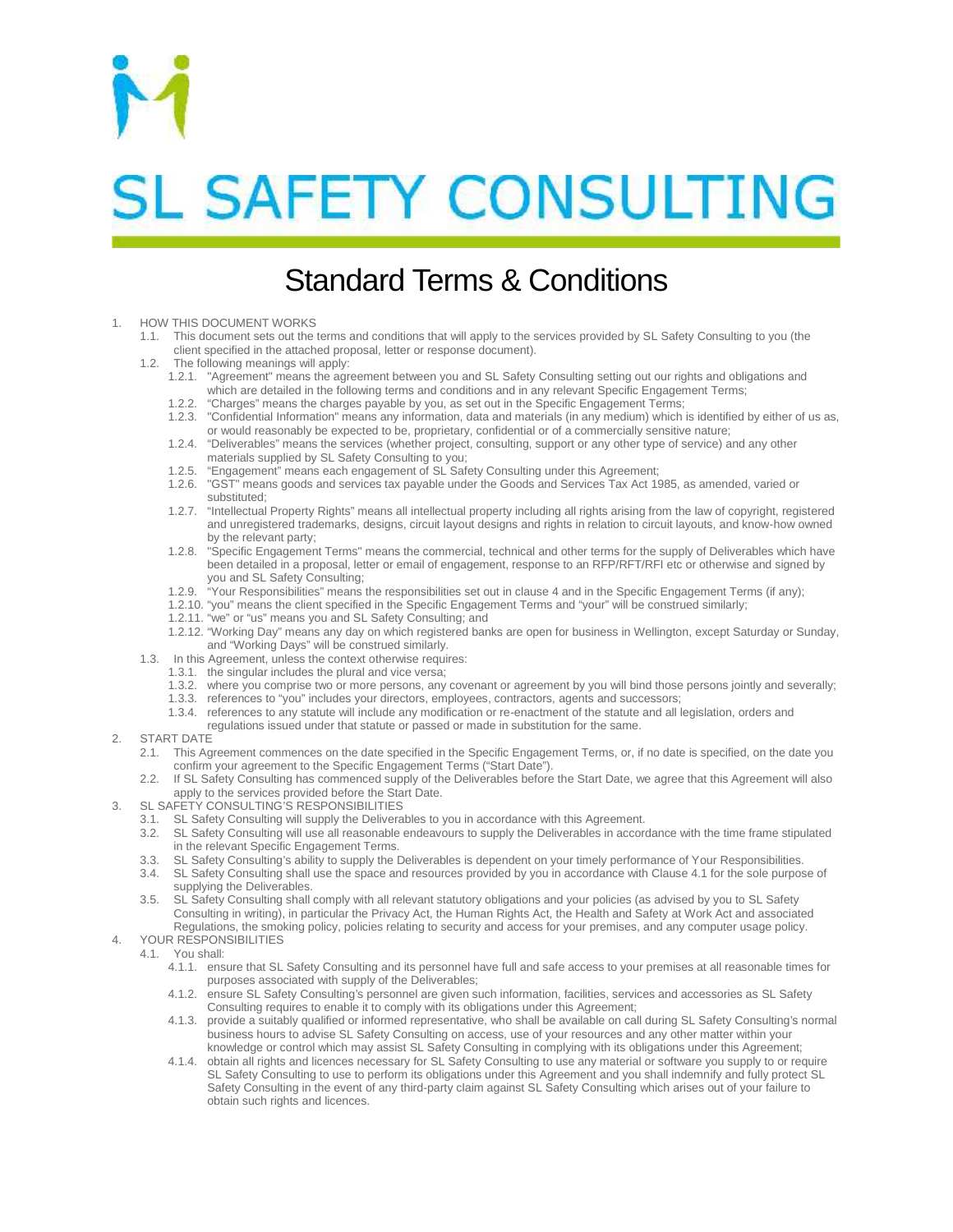# SL SAFETY CONSULTING

## Standard Terms & Conditions

1. HOW THIS DOCUMENT WORKS
   1.1. This document sets out the terms and conditions that will apply to the services provided by SL Safety Consulting to you (the client specified in the attached proposal, letter or response document).
   1.2. The following meanings will apply:
      1.2.1. "Agreement" means the agreement between you and SL Safety Consulting setting out our rights and obligations and which are detailed in the following terms and conditions and in any relevant Specific Engagement Terms;
      1.2.2. "Charges" means the charges payable by you, as set out in the Specific Engagement Terms;
      1.2.3. "Confidential Information" means any information, data and materials (in any medium) which is identified by either of us as, or would reasonably be expected to be, proprietary, confidential or of a commercially sensitive nature;
      1.2.4. "Deliverables" means the services (whether project, consulting, support or any other type of service) and any other materials supplied by SL Safety Consulting to you;
      1.2.5. "Engagement" means each engagement of SL Safety Consulting under this Agreement;
      1.2.6. "GST" means goods and services tax payable under the Goods and Services Tax Act 1985, as amended, varied or substituted;
      1.2.7. "Intellectual Property Rights" means all intellectual property including all rights arising from the law of copyright, registered and unregistered trademarks, designs, circuit layout designs and rights in relation to circuit layouts, and know-how owned by the relevant party;
      1.2.8. "Specific Engagement Terms" means the commercial, technical and other terms for the supply of Deliverables which have been detailed in a proposal, letter or email of engagement, response to an RFP/RFT/RFI etc or otherwise and signed by you and SL Safety Consulting;
      1.2.9. "Your Responsibilities" means the responsibilities set out in clause 4 and in the Specific Engagement Terms (if any);
      1.2.10. "you" means the client specified in the Specific Engagement Terms and "your" will be construed similarly;
      1.2.11. "we" or "us" means you and SL Safety Consulting; and
      1.2.12. "Working Day" means any day on which registered banks are open for business in Wellington, except Saturday or Sunday, and "Working Days" will be construed similarly.
   1.3. In this Agreement, unless the context otherwise requires:
      1.3.1. the singular includes the plural and vice versa;
      1.3.2. where you comprise two or more persons, any covenant or agreement by you will bind those persons jointly and severally;
      1.3.3. references to "you" includes your directors, employees, contractors, agents and successors;
      1.3.4. references to any statute will include any modification or re-enactment of the statute and all legislation, orders and regulations issued under that statute or passed or made in substitution for the same.
2. START DATE
   2.1. This Agreement commences on the date specified in the Specific Engagement Terms, or, if no date is specified, on the date you confirm your agreement to the Specific Engagement Terms ("Start Date").
   2.2. If SL Safety Consulting has commenced supply of the Deliverables before the Start Date, we agree that this Agreement will also apply to the services provided before the Start Date.
3. SL SAFETY CONSULTING'S RESPONSIBILITIES
   3.1. SL Safety Consulting will supply the Deliverables to you in accordance with this Agreement.
   3.2. SL Safety Consulting will use all reasonable endeavours to supply the Deliverables in accordance with the time frame stipulated in the relevant Specific Engagement Terms.
   3.3. SL Safety Consulting's ability to supply the Deliverables is dependent on your timely performance of Your Responsibilities.
   3.4. SL Safety Consulting shall use the space and resources provided by you in accordance with Clause 4.1 for the sole purpose of supplying the Deliverables.
   3.5. SL Safety Consulting shall comply with all relevant statutory obligations and your policies (as advised by you to SL Safety Consulting in writing), in particular the Privacy Act, the Human Rights Act, the Health and Safety at Work Act and associated Regulations, the smoking policy, policies relating to security and access for your premises, and any computer usage policy.
4. YOUR RESPONSIBILITIES
   4.1. You shall:
      4.1.1. ensure that SL Safety Consulting and its personnel have full and safe access to your premises at all reasonable times for purposes associated with supply of the Deliverables;
      4.1.2. ensure SL Safety Consulting's personnel are given such information, facilities, services and accessories as SL Safety Consulting requires to enable it to comply with its obligations under this Agreement;
      4.1.3. provide a suitably qualified or informed representative, who shall be available on call during SL Safety Consulting's normal business hours to advise SL Safety Consulting on access, use of your resources and any other matter within your knowledge or control which may assist SL Safety Consulting in complying with its obligations under this Agreement;
      4.1.4. obtain all rights and licences necessary for SL Safety Consulting to use any material or software you supply to or require SL Safety Consulting to use to perform its obligations under this Agreement and you shall indemnify and fully protect SL Safety Consulting in the event of any third-party claim against SL Safety Consulting which arises out of your failure to obtain such rights and licences.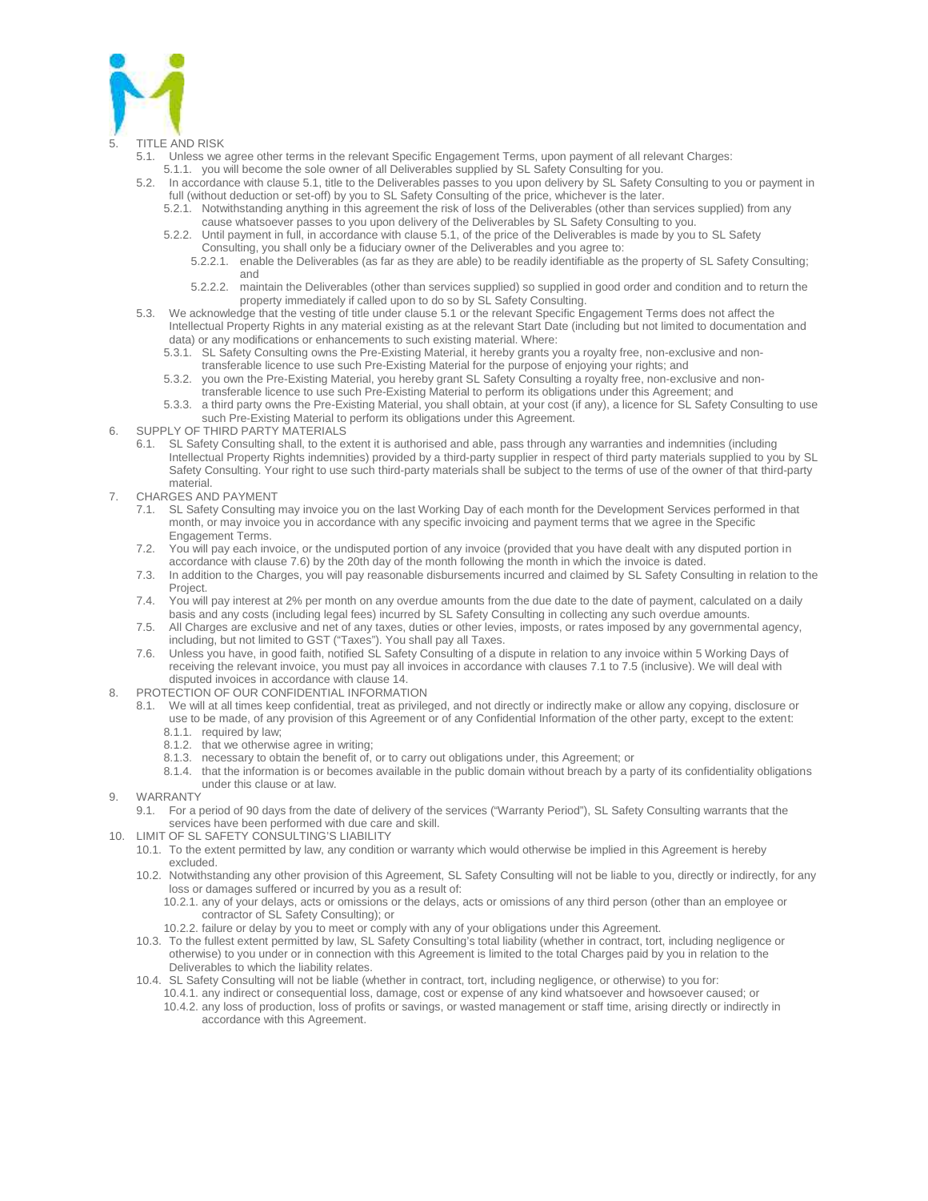5. TITLE AND RISK
   - 5.1. Unless we agree other terms in the relevant Specific Engagement Terms, upon payment of all relevant Charges:
     - 5.1.1. you will become the sole owner of all Deliverables supplied by SL Safety Consulting for you.
   - 5.2. In accordance with clause 5.1, title to the Deliverables passes to you upon delivery by SL Safety Consulting to you or payment in full (without deduction or set-off) by you to SL Safety Consulting of the price, whichever is the later.
     - 5.2.1. Notwithstanding anything in this agreement the risk of loss of the Deliverables (other than services supplied) from any cause whatsoever passes to you upon delivery of the Deliverables by SL Safety Consulting to you.
     - 5.2.2. Until payment in full, in accordance with clause 5.1, of the price of the Deliverables is made by you to SL Safety Consulting, you shall only be a fiduciary owner of the Deliverables and you agree to:
       - 5.2.2.1. enable the Deliverables (as far as they are able) to be readily identifiable as the property of SL Safety Consulting; and
       - 5.2.2.2. maintain the Deliverables (other than services supplied) so supplied in good order and condition and to return the property immediately if called upon to do so by SL Safety Consulting.
   - 5.3. We acknowledge that the vesting of title under clause 5.1 or the relevant Specific Engagement Terms does not affect the Intellectual Property Rights in any material existing as at the relevant Start Date (including but not limited to documentation and data) or any modifications or enhancements to such existing material. Where:
     - 5.3.1. SL Safety Consulting owns the Pre-Existing Material, it hereby grants you a royalty free, non-exclusive and non-transferable licence to use such Pre-Existing Material for the purpose of enjoying your rights; and
     - 5.3.2. you own the Pre-Existing Material, you hereby grant SL Safety Consulting a royalty free, non-exclusive and non-transferable licence to use such Pre-Existing Material to perform its obligations under this Agreement; and
     - 5.3.3. a third party owns the Pre-Existing Material, you shall obtain, at your cost (if any), a licence for SL Safety Consulting to use such Pre-Existing Material to perform its obligations under this Agreement.
6. SUPPLY OF THIRD PARTY MATERIALS
   - 6.1. SL Safety Consulting shall, to the extent it is authorised and able, pass through any warranties and indemnities (including Intellectual Property Rights indemnities) provided by a third-party supplier in respect of third party materials supplied to you by SL Safety Consulting. Your right to use such third-party materials shall be subject to the terms of use of the owner of that third-party material.
7. CHARGES AND PAYMENT
   - 7.1. SL Safety Consulting may invoice you on the last Working Day of each month for the Development Services performed in that month, or may invoice you in accordance with any specific invoicing and payment terms that we agree in the Specific Engagement Terms.
   - 7.2. You will pay each invoice, or the undisputed portion of any invoice (provided that you have dealt with any disputed portion in accordance with clause 7.6) by the 20th day of the month following the month in which the invoice is dated.
   - 7.3. In addition to the Charges, you will pay reasonable disbursements incurred and claimed by SL Safety Consulting in relation to the Project.
   - 7.4. You will pay interest at 2% per month on any overdue amounts from the due date to the date of payment, calculated on a daily basis and any costs (including legal fees) incurred by SL Safety Consulting in collecting any such overdue amounts.
   - 7.5. All Charges are exclusive and net of any taxes, duties or other levies, imposts, or rates imposed by any governmental agency, including, but not limited to GST ("Taxes"). You shall pay all Taxes.
   - 7.6. Unless you have, in good faith, notified SL Safety Consulting of a dispute in relation to any invoice within 5 Working Days of receiving the relevant invoice, you must pay all invoices in accordance with clauses 7.1 to 7.5 (inclusive). We will deal with disputed invoices in accordance with clause 14.
8. PROTECTION OF OUR CONFIDENTIAL INFORMATION
   - 8.1. We will at all times keep confidential, treat as privileged, and not directly or indirectly make or allow any copying, disclosure or use to be made, of any provision of this Agreement or of any Confidential Information of the other party, except to the extent:
     - 8.1.1. required by law;
     - 8.1.2. that we otherwise agree in writing;
     - 8.1.3. necessary to obtain the benefit of, or to carry out obligations under, this Agreement; or
     - 8.1.4. that the information is or becomes available in the public domain without breach by a party of its confidentiality obligations under this clause or at law.
9. WARRANTY
   - 9.1. For a period of 90 days from the date of delivery of the services ("Warranty Period"), SL Safety Consulting warrants that the services have been performed with due care and skill.
10. LIMIT OF SL SAFETY CONSULTING'S LIABILITY
    - 10.1. To the extent permitted by law, any condition or warranty which would otherwise be implied in this Agreement is hereby excluded.
    - 10.2. Notwithstanding any other provision of this Agreement, SL Safety Consulting will not be liable to you, directly or indirectly, for any loss or damages suffered or incurred by you as a result of:
      - 10.2.1. any of your delays, acts or omissions or the delays, acts or omissions of any third person (other than an employee or contractor of SL Safety Consulting); or
      - 10.2.2. failure or delay by you to meet or comply with any of your obligations under this Agreement.
    - 10.3. To the fullest extent permitted by law, SL Safety Consulting's total liability (whether in contract, tort, including negligence or otherwise) to you under or in connection with this Agreement is limited to the total Charges paid by you in relation to the Deliverables to which the liability relates.
    - 10.4. SL Safety Consulting will not be liable (whether in contract, tort, including negligence, or otherwise) to you for:
      - 10.4.1. any indirect or consequential loss, damage, cost or expense of any kind whatsoever and howsoever caused; or
      - 10.4.2. any loss of production, loss of profits or savings, or wasted management or staff time, arising directly or indirectly in accordance with this Agreement.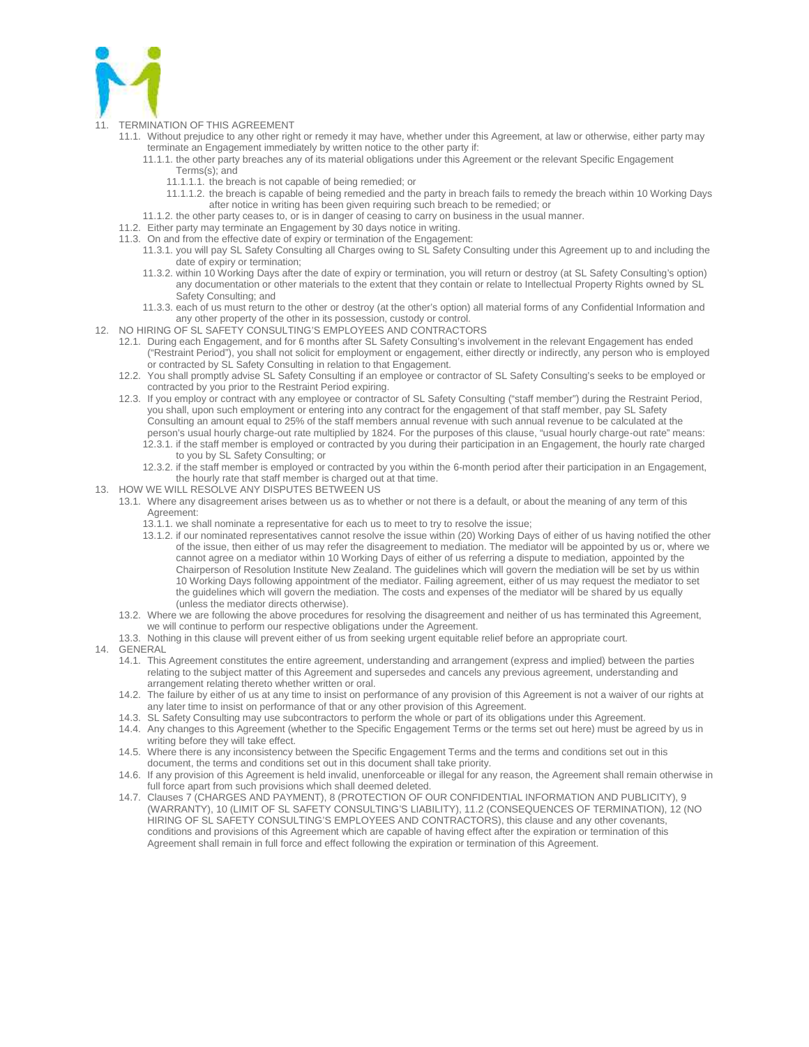11. TERMINATION OF THIS AGREEMENT
    11.1. Without prejudice to any other right or remedy it may have, whether under this Agreement, at law or otherwise, either party may terminate an Engagement immediately by written notice to the other party if:
        11.1.1. the other party breaches any of its material obligations under this Agreement or the relevant Specific Engagement Terms(s); and
            11.1.1.1. the breach is not capable of being remedied; or
            11.1.1.2. the breach is capable of being remedied and the party in breach fails to remedy the breach within 10 Working Days after notice in writing has been given requiring such breach to be remedied; or
        11.1.2. the other party ceases to, or is in danger of ceasing to carry on business in the usual manner.
    11.2. Either party may terminate an Engagement by 30 days notice in writing.
    11.3. On and from the effective date of expiry or termination of the Engagement:
        11.3.1. you will pay SL Safety Consulting all Charges owing to SL Safety Consulting under this Agreement up to and including the date of expiry or termination;
        11.3.2. within 10 Working Days after the date of expiry or termination, you will return or destroy (at SL Safety Consulting's option) any documentation or other materials to the extent that they contain or relate to Intellectual Property Rights owned by SL Safety Consulting; and
        11.3.3. each of us must return to the other or destroy (at the other's option) all material forms of any Confidential Information and any other property of the other in its possession, custody or control.
12. NO HIRING OF SL SAFETY CONSULTING'S EMPLOYEES AND CONTRACTORS
    12.1. During each Engagement, and for 6 months after SL Safety Consulting's involvement in the relevant Engagement has ended ("Restraint Period"), you shall not solicit for employment or engagement, either directly or indirectly, any person who is employed or contracted by SL Safety Consulting in relation to that Engagement.
    12.2. You shall promptly advise SL Safety Consulting if an employee or contractor of SL Safety Consulting's seeks to be employed or contracted by you prior to the Restraint Period expiring.
    12.3. If you employ or contract with any employee or contractor of SL Safety Consulting ("staff member") during the Restraint Period, you shall, upon such employment or entering into any contract for the engagement of that staff member, pay SL Safety Consulting an amount equal to 25% of the staff members annual revenue with such annual revenue to be calculated at the person's usual hourly charge-out rate multiplied by 1824. For the purposes of this clause, "usual hourly charge-out rate" means:
        12.3.1. if the staff member is employed or contracted by you during their participation in an Engagement, the hourly rate charged to you by SL Safety Consulting; or
        12.3.2. if the staff member is employed or contracted by you within the 6-month period after their participation in an Engagement, the hourly rate that staff member is charged out at that time.
13. HOW WE WILL RESOLVE ANY DISPUTES BETWEEN US
    13.1. Where any disagreement arises between us as to whether or not there is a default, or about the meaning of any term of this Agreement:
        13.1.1. we shall nominate a representative for each us to meet to try to resolve the issue;
        13.1.2. if our nominated representatives cannot resolve the issue within (20) Working Days of either of us having notified the other of the issue, then either of us may refer the disagreement to mediation. The mediator will be appointed by us or, where we cannot agree on a mediator within 10 Working Days of either of us referring a dispute to mediation, appointed by the Chairperson of Resolution Institute New Zealand. The guidelines which will govern the mediation will be set by us within 10 Working Days following appointment of the mediator. Failing agreement, either of us may request the mediator to set the guidelines which will govern the mediation. The costs and expenses of the mediator will be shared by us equally (unless the mediator directs otherwise).
    13.2. Where we are following the above procedures for resolving the disagreement and neither of us has terminated this Agreement, we will continue to perform our respective obligations under the Agreement.
    13.3. Nothing in this clause will prevent either of us from seeking urgent equitable relief before an appropriate court.
14. GENERAL
    14.1. This Agreement constitutes the entire agreement, understanding and arrangement (express and implied) between the parties relating to the subject matter of this Agreement and supersedes and cancels any previous agreement, understanding and arrangement relating thereto whether written or oral.
    14.2. The failure by either of us at any time to insist on performance of any provision of this Agreement is not a waiver of our rights at any later time to insist on performance of that or any other provision of this Agreement.
    14.3. SL Safety Consulting may use subcontractors to perform the whole or part of its obligations under this Agreement.
    14.4. Any changes to this Agreement (whether to the Specific Engagement Terms or the terms set out here) must be agreed by us in writing before they will take effect.
    14.5. Where there is any inconsistency between the Specific Engagement Terms and the terms and conditions set out in this document, the terms and conditions set out in this document shall take priority.
    14.6. If any provision of this Agreement is held invalid, unenforceable or illegal for any reason, the Agreement shall remain otherwise in full force apart from such provisions which shall deemed deleted.
    14.7. Clauses 7 (CHARGES AND PAYMENT), 8 (PROTECTION OF OUR CONFIDENTIAL INFORMATION AND PUBLICITY), 9 (WARRANTY), 10 (LIMIT OF SL SAFETY CONSULTING'S LIABILITY), 11.2 (CONSEQUENCES OF TERMINATION), 12 (NO HIRING OF SL SAFETY CONSULTING'S EMPLOYEES AND CONTRACTORS), this clause and any other covenants, conditions and provisions of this Agreement which are capable of having effect after the expiration or termination of this Agreement shall remain in full force and effect following the expiration or termination of this Agreement.